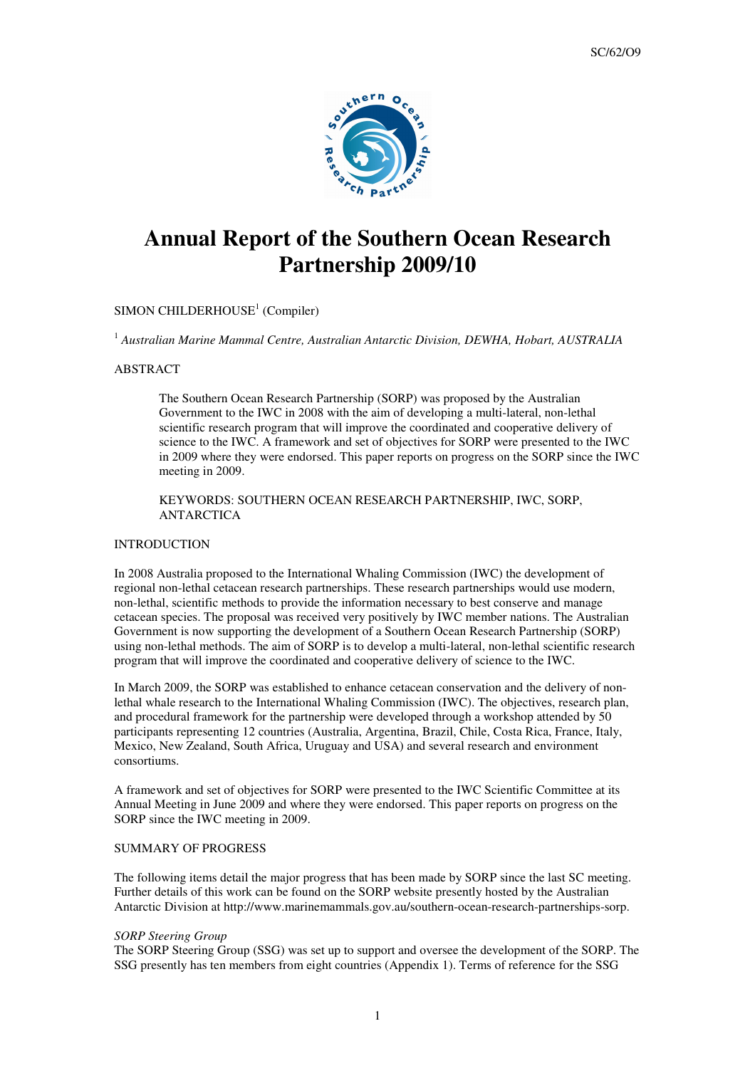# Annual Report of the Southern Ocean Research Partnership 2009/10

SIMON CHILDERHOUSE[1] (Compiler)

[1] *Australian Marine Mammal Centre, Australian Antarctic Division, DEWHA, Hobart, AUSTRALIA*

ABSTRACT

> The Southern Ocean Research Partnership (SORP) was proposed by the Australian Government to the IWC in 2008 with the aim of developing a multi-lateral, non-lethal scientific research program that will improve the coordinated and cooperative delivery of science to the IWC. A framework and set of objectives for SORP were presented to the IWC in 2009 where they were endorsed. This paper reports on progress on the SORP since the IWC meeting in 2009.
>
> KEYWORDS: SOUTHERN OCEAN RESEARCH PARTNERSHIP, IWC, SORP, ANTARCTICA

INTRODUCTION

In 2008 Australia proposed to the International Whaling Commission (IWC) the development of regional non-lethal cetacean research partnerships. These research partnerships would use modern, non-lethal, scientific methods to provide the information necessary to best conserve and manage cetacean species. The proposal was received very positively by IWC member nations. The Australian Government is now supporting the development of a Southern Ocean Research Partnership (SORP) using non-lethal methods. The aim of SORP is to develop a multi-lateral, non-lethal scientific research program that will improve the coordinated and cooperative delivery of science to the IWC.

In March 2009, the SORP was established to enhance cetacean conservation and the delivery of non-lethal whale research to the International Whaling Commission (IWC). The objectives, research plan, and procedural framework for the partnership were developed through a workshop attended by 50 participants representing 12 countries (Australia, Argentina, Brazil, Chile, Costa Rica, France, Italy, Mexico, New Zealand, South Africa, Uruguay and USA) and several research and environment consortiums.

A framework and set of objectives for SORP were presented to the IWC Scientific Committee at its Annual Meeting in June 2009 and where they were endorsed. This paper reports on progress on the SORP since the IWC meeting in 2009.

SUMMARY OF PROGRESS

The following items detail the major progress that has been made by SORP since the last SC meeting. Further details of this work can be found on the SORP website presently hosted by the Australian Antarctic Division at http://www.marinemammals.gov.au/southern-ocean-research-partnerships-sorp.

*SORP Steering Group*

The SORP Steering Group (SSG) was set up to support and oversee the development of the SORP. The SSG presently has ten members from eight countries (Appendix 1). Terms of reference for the SSG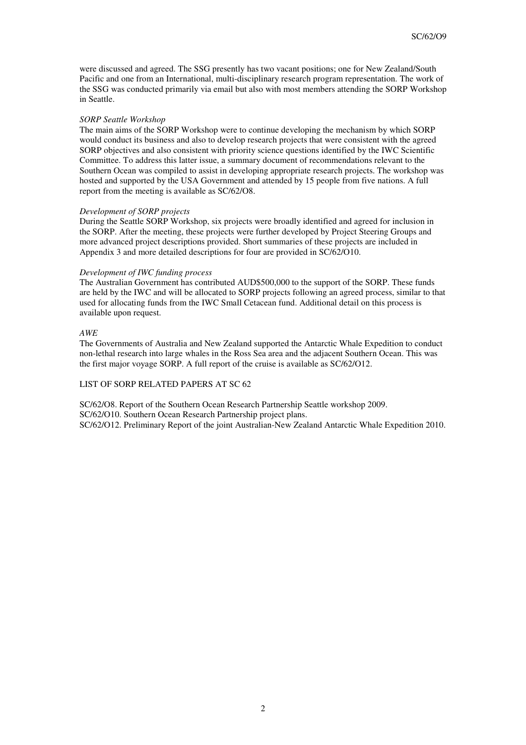were discussed and agreed. The SSG presently has two vacant positions; one for New Zealand/South Pacific and one from an International, multi-disciplinary research program representation. The work of the SSG was conducted primarily via email but also with most members attending the SORP Workshop in Seattle.

*SORP Seattle Workshop*

The main aims of the SORP Workshop were to continue developing the mechanism by which SORP would conduct its business and also to develop research projects that were consistent with the agreed SORP objectives and also consistent with priority science questions identified by the IWC Scientific Committee. To address this latter issue, a summary document of recommendations relevant to the Southern Ocean was compiled to assist in developing appropriate research projects. The workshop was hosted and supported by the USA Government and attended by 15 people from five nations. A full report from the meeting is available as SC/62/O8.

*Development of SORP projects*

During the Seattle SORP Workshop, six projects were broadly identified and agreed for inclusion in the SORP. After the meeting, these projects were further developed by Project Steering Groups and more advanced project descriptions provided. Short summaries of these projects are included in Appendix 3 and more detailed descriptions for four are provided in SC/62/O10.

*Development of IWC funding process*

The Australian Government has contributed AUD$500,000 to the support of the SORP. These funds are held by the IWC and will be allocated to SORP projects following an agreed process, similar to that used for allocating funds from the IWC Small Cetacean fund. Additional detail on this process is available upon request.

*AWE*

The Governments of Australia and New Zealand supported the Antarctic Whale Expedition to conduct non-lethal research into large whales in the Ross Sea area and the adjacent Southern Ocean. This was the first major voyage SORP. A full report of the cruise is available as SC/62/O12.

LIST OF SORP RELATED PAPERS AT SC 62

SC/62/O8. Report of the Southern Ocean Research Partnership Seattle workshop 2009.
SC/62/O10. Southern Ocean Research Partnership project plans.
SC/62/O12. Preliminary Report of the joint Australian-New Zealand Antarctic Whale Expedition 2010.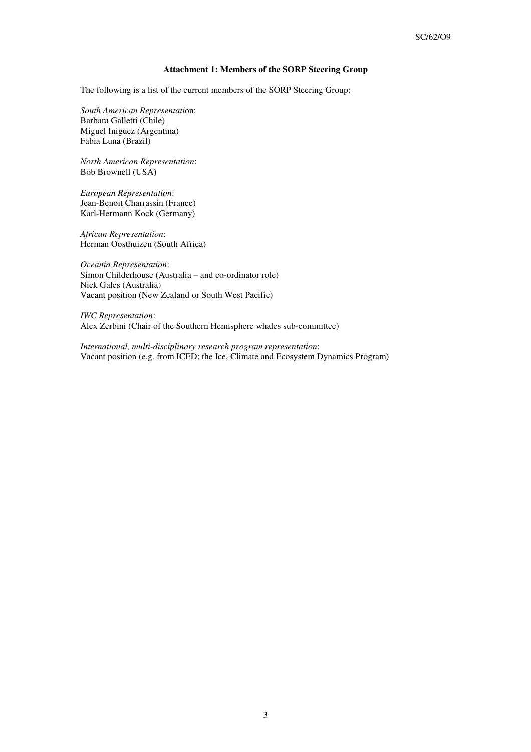**Attachment 1: Members of the SORP Steering Group**

The following is a list of the current members of the SORP Steering Group:

*South American Representation*:
Barbara Galletti (Chile)
Miguel Iniguez (Argentina)
Fabia Luna (Brazil)

*North American Representation*:
Bob Brownell (USA)

*European Representation*:
Jean-Benoit Charrassin (France)
Karl-Hermann Kock (Germany)

*African Representation*:
Herman Oosthuizen (South Africa)

*Oceania Representation*:
Simon Childerhouse (Australia – and co-ordinator role)
Nick Gales (Australia)
Vacant position (New Zealand or South West Pacific)

*IWC Representation*:
Alex Zerbini (Chair of the Southern Hemisphere whales sub-committee)

*International, multi-disciplinary research program representation*:
Vacant position (e.g. from ICED; the Ice, Climate and Ecosystem Dynamics Program)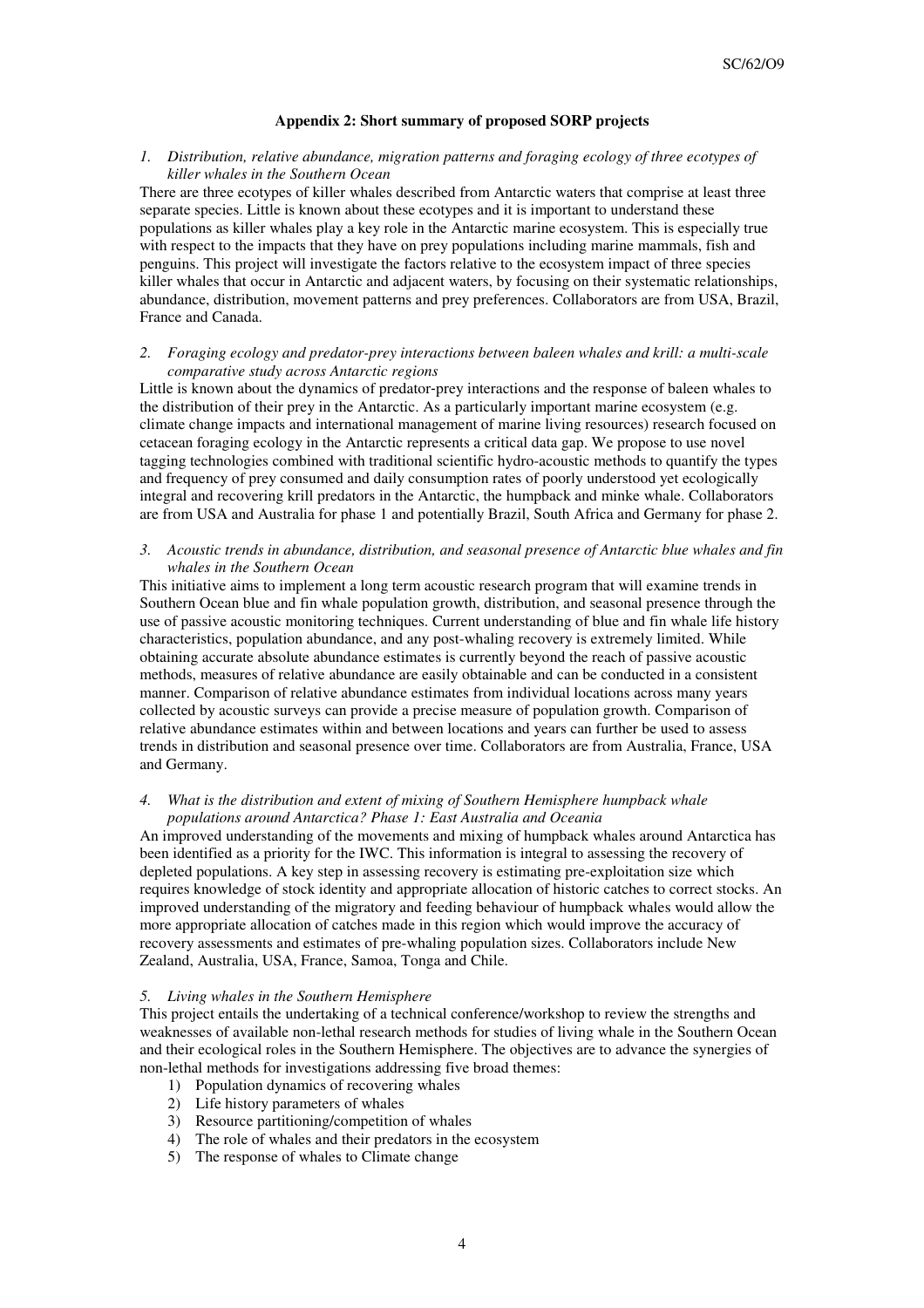### Appendix 2: Short summary of proposed SORP projects

*1. Distribution, relative abundance, migration patterns and foraging ecology of three ecotypes of killer whales in the Southern Ocean*

There are three ecotypes of killer whales described from Antarctic waters that comprise at least three separate species. Little is known about these ecotypes and it is important to understand these populations as killer whales play a key role in the Antarctic marine ecosystem. This is especially true with respect to the impacts that they have on prey populations including marine mammals, fish and penguins. This project will investigate the factors relative to the ecosystem impact of three species killer whales that occur in Antarctic and adjacent waters, by focusing on their systematic relationships, abundance, distribution, movement patterns and prey preferences. Collaborators are from USA, Brazil, France and Canada.

*2. Foraging ecology and predator-prey interactions between baleen whales and krill: a multi-scale comparative study across Antarctic regions*

Little is known about the dynamics of predator-prey interactions and the response of baleen whales to the distribution of their prey in the Antarctic. As a particularly important marine ecosystem (e.g. climate change impacts and international management of marine living resources) research focused on cetacean foraging ecology in the Antarctic represents a critical data gap. We propose to use novel tagging technologies combined with traditional scientific hydro-acoustic methods to quantify the types and frequency of prey consumed and daily consumption rates of poorly understood yet ecologically integral and recovering krill predators in the Antarctic, the humpback and minke whale. Collaborators are from USA and Australia for phase 1 and potentially Brazil, South Africa and Germany for phase 2.

*3. Acoustic trends in abundance, distribution, and seasonal presence of Antarctic blue whales and fin whales in the Southern Ocean*

This initiative aims to implement a long term acoustic research program that will examine trends in Southern Ocean blue and fin whale population growth, distribution, and seasonal presence through the use of passive acoustic monitoring techniques. Current understanding of blue and fin whale life history characteristics, population abundance, and any post-whaling recovery is extremely limited. While obtaining accurate absolute abundance estimates is currently beyond the reach of passive acoustic methods, measures of relative abundance are easily obtainable and can be conducted in a consistent manner. Comparison of relative abundance estimates from individual locations across many years collected by acoustic surveys can provide a precise measure of population growth. Comparison of relative abundance estimates within and between locations and years can further be used to assess trends in distribution and seasonal presence over time. Collaborators are from Australia, France, USA and Germany.

*4. What is the distribution and extent of mixing of Southern Hemisphere humpback whale populations around Antarctica? Phase 1: East Australia and Oceania*

An improved understanding of the movements and mixing of humpback whales around Antarctica has been identified as a priority for the IWC. This information is integral to assessing the recovery of depleted populations. A key step in assessing recovery is estimating pre-exploitation size which requires knowledge of stock identity and appropriate allocation of historic catches to correct stocks. An improved understanding of the migratory and feeding behaviour of humpback whales would allow the more appropriate allocation of catches made in this region which would improve the accuracy of recovery assessments and estimates of pre-whaling population sizes. Collaborators include New Zealand, Australia, USA, France, Samoa, Tonga and Chile.

*5. Living whales in the Southern Hemisphere*

This project entails the undertaking of a technical conference/workshop to review the strengths and weaknesses of available non-lethal research methods for studies of living whale in the Southern Ocean and their ecological roles in the Southern Hemisphere. The objectives are to advance the synergies of non-lethal methods for investigations addressing five broad themes:

1) Population dynamics of recovering whales
2) Life history parameters of whales
3) Resource partitioning/competition of whales
4) The role of whales and their predators in the ecosystem
5) The response of whales to Climate change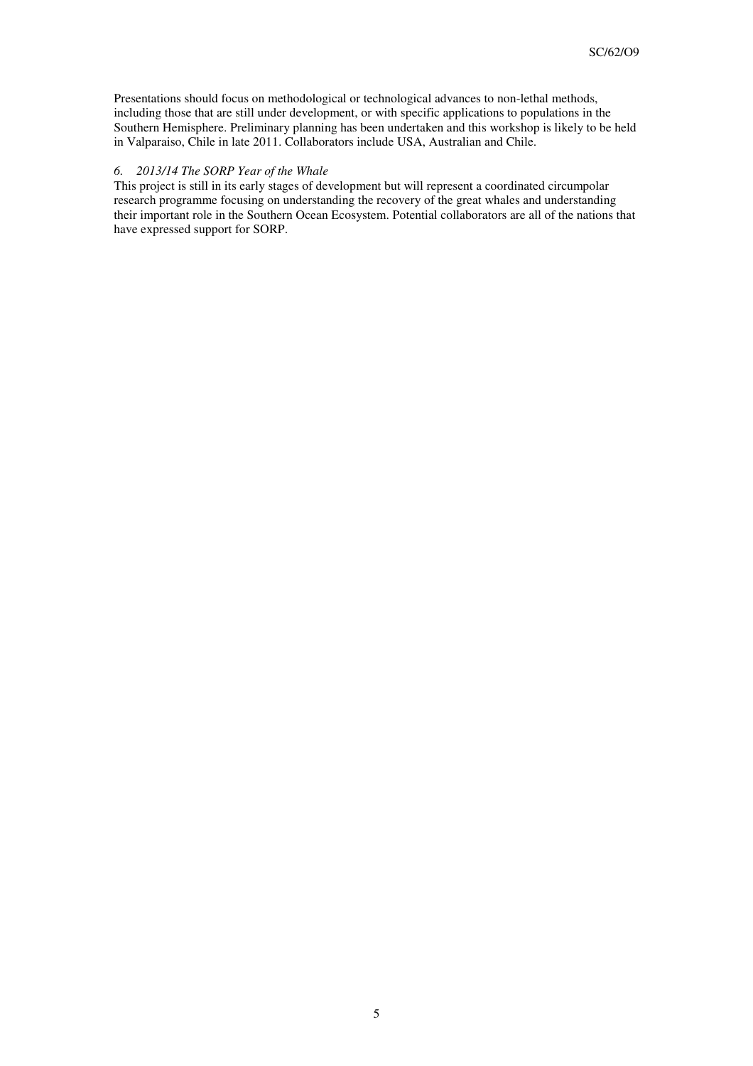Presentations should focus on methodological or technological advances to non-lethal methods, including those that are still under development, or with specific applications to populations in the Southern Hemisphere. Preliminary planning has been undertaken and this workshop is likely to be held in Valparaiso, Chile in late 2011. Collaborators include USA, Australian and Chile.

*6. 2013/14 The SORP Year of the Whale*

This project is still in its early stages of development but will represent a coordinated circumpolar research programme focusing on understanding the recovery of the great whales and understanding their important role in the Southern Ocean Ecosystem. Potential collaborators are all of the nations that have expressed support for SORP.